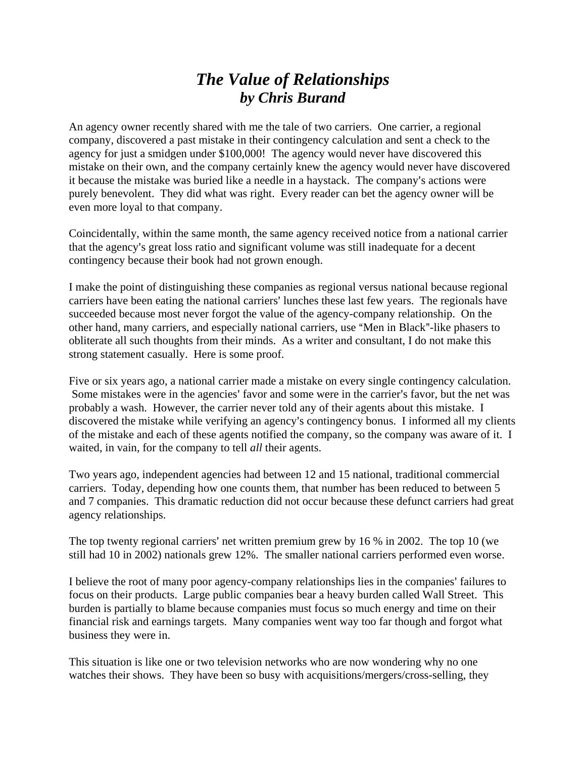# *The Value of Relationships*
## *by Chris Burand*

An agency owner recently shared with me the tale of two carriers. One carrier, a regional company, discovered a past mistake in their contingency calculation and sent a check to the agency for just a smidgen under $100,000! The agency would never have discovered this mistake on their own, and the company certainly knew the agency would never have discovered it because the mistake was buried like a needle in a haystack. The company's actions were purely benevolent. They did what was right. Every reader can bet the agency owner will be even more loyal to that company.

Coincidentally, within the same month, the same agency received notice from a national carrier that the agency's great loss ratio and significant volume was still inadequate for a decent contingency because their book had not grown enough.

I make the point of distinguishing these companies as regional versus national because regional carriers have been eating the national carriers' lunches these last few years. The regionals have succeeded because most never forgot the value of the agency-company relationship. On the other hand, many carriers, and especially national carriers, use "Men in Black"-like phasers to obliterate all such thoughts from their minds. As a writer and consultant, I do not make this strong statement casually. Here is some proof.

Five or six years ago, a national carrier made a mistake on every single contingency calculation. Some mistakes were in the agencies' favor and some were in the carrier's favor, but the net was probably a wash. However, the carrier never told any of their agents about this mistake. I discovered the mistake while verifying an agency's contingency bonus. I informed all my clients of the mistake and each of these agents notified the company, so the company was aware of it. I waited, in vain, for the company to tell *all* their agents.

Two years ago, independent agencies had between 12 and 15 national, traditional commercial carriers. Today, depending how one counts them, that number has been reduced to between 5 and 7 companies. This dramatic reduction did not occur because these defunct carriers had great agency relationships.

The top twenty regional carriers' net written premium grew by 16 % in 2002. The top 10 (we still had 10 in 2002) nationals grew 12%. The smaller national carriers performed even worse.

I believe the root of many poor agency-company relationships lies in the companies' failures to focus on their products. Large public companies bear a heavy burden called Wall Street. This burden is partially to blame because companies must focus so much energy and time on their financial risk and earnings targets. Many companies went way too far though and forgot what business they were in.

This situation is like one or two television networks who are now wondering why no one watches their shows. They have been so busy with acquisitions/mergers/cross-selling, they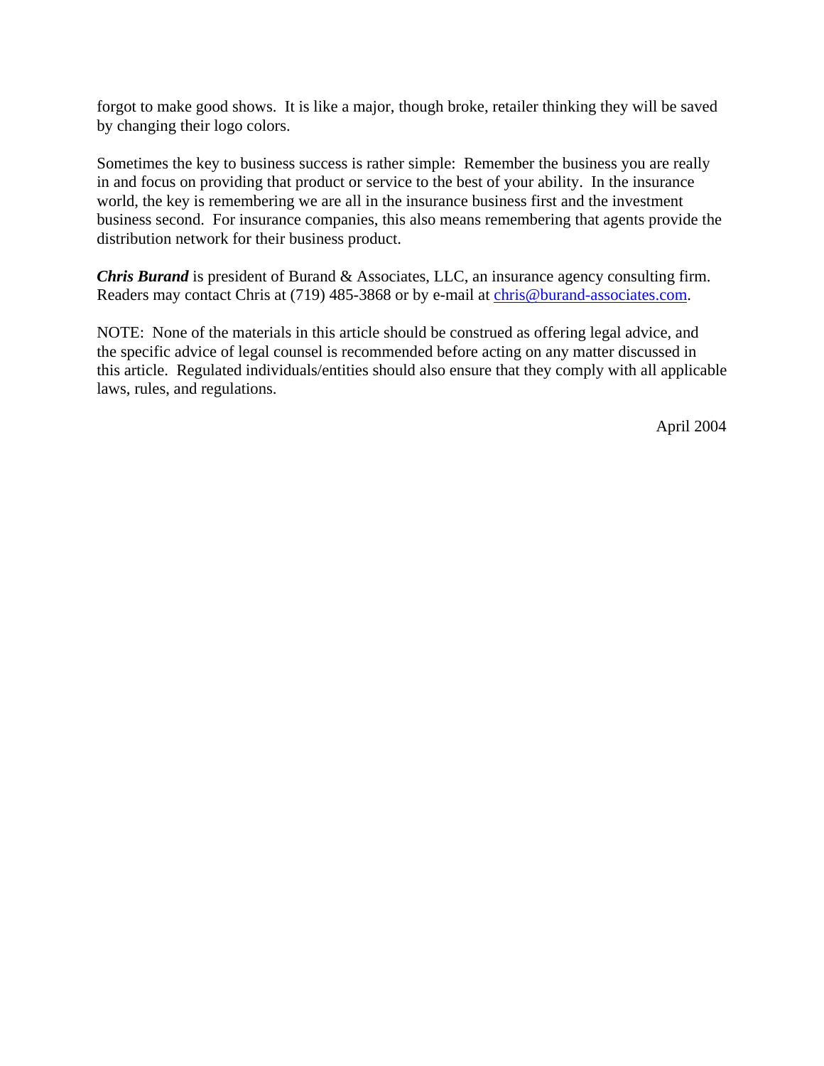forgot to make good shows. It is like a major, though broke, retailer thinking they will be saved by changing their logo colors.

Sometimes the key to business success is rather simple: Remember the business you are really in and focus on providing that product or service to the best of your ability. In the insurance world, the key is remembering we are all in the insurance business first and the investment business second. For insurance companies, this also means remembering that agents provide the distribution network for their business product.

***Chris Burand*** is president of Burand & Associates, LLC, an insurance agency consulting firm. Readers may contact Chris at (719) 485-3868 or by e-mail at chris@burand-associates.com.

NOTE: None of the materials in this article should be construed as offering legal advice, and the specific advice of legal counsel is recommended before acting on any matter discussed in this article. Regulated individuals/entities should also ensure that they comply with all applicable laws, rules, and regulations.

April 2004